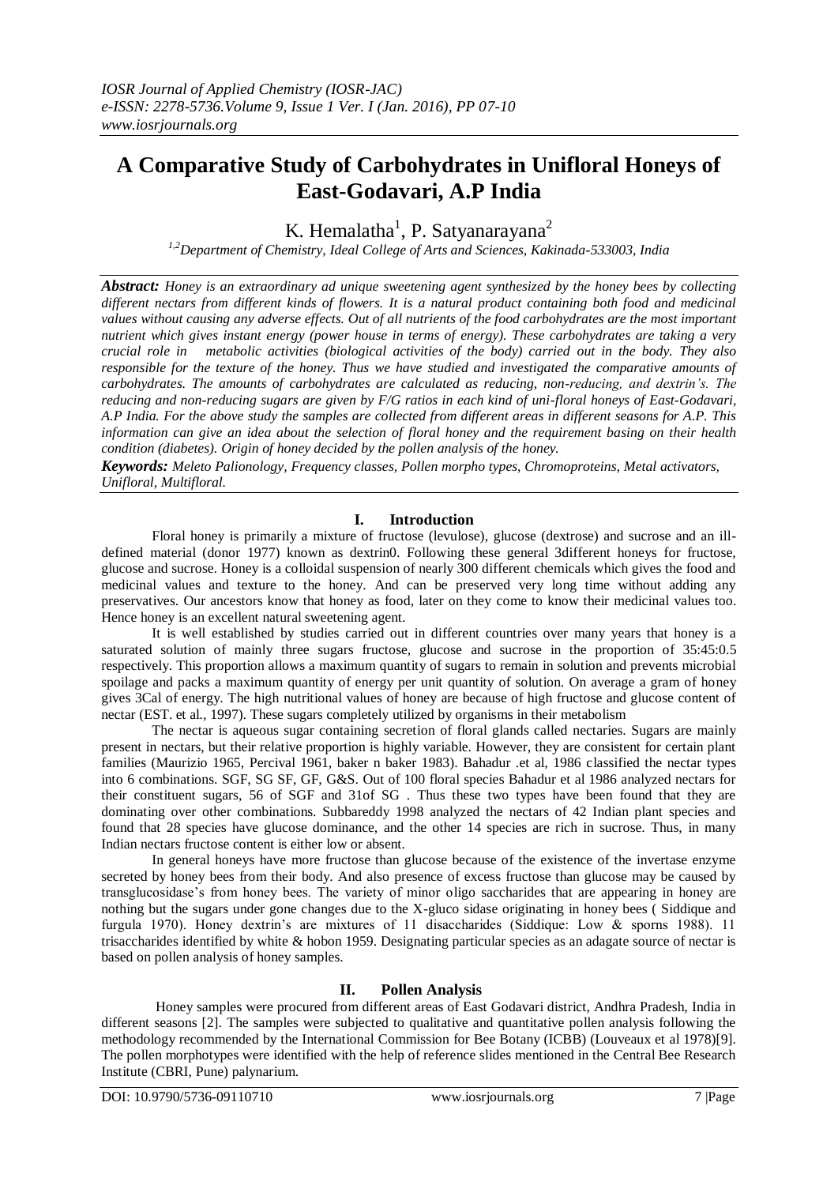# A Comparative Study of Carbohydrates in Unifloral Honeys of East-Godavari, A.P India

K. Hemalatha[1], P. Satyanarayana[2]

[1,2]Department of Chemistry, Ideal College of Arts and Sciences, Kakinada-533003, India

***Abstract:*** *Honey is an extraordinary ad unique sweetening agent synthesized by the honey bees by collecting different nectars from different kinds of flowers. It is a natural product containing both food and medicinal values without causing any adverse effects. Out of all nutrients of the food carbohydrates are the most important nutrient which gives instant energy (power house in terms of energy). These carbohydrates are taking a very crucial role in metabolic activities (biological activities of the body) carried out in the body. They also responsible for the texture of the honey. Thus we have studied and investigated the comparative amounts of carbohydrates. The amounts of carbohydrates are calculated as reducing, non-reducing, and dextrin's. The reducing and non-reducing sugars are given by F/G ratios in each kind of uni-floral honeys of East-Godavari, A.P India. For the above study the samples are collected from different areas in different seasons for A.P. This information can give an idea about the selection of floral honey and the requirement basing on their health condition (diabetes). Origin of honey decided by the pollen analysis of the honey.*

***Keywords:*** *Meleto Palionology, Frequency classes, Pollen morpho types, Chromoproteins, Metal activators, Unifloral, Multifloral.*

## I. Introduction

Floral honey is primarily a mixture of fructose (levulose), glucose (dextrose) and sucrose and an ill-defined material (donor 1977) known as dextrin0. Following these general 3different honeys for fructose, glucose and sucrose. Honey is a colloidal suspension of nearly 300 different chemicals which gives the food and medicinal values and texture to the honey. And can be preserved very long time without adding any preservatives. Our ancestors know that honey as food, later on they come to know their medicinal values too. Hence honey is an excellent natural sweetening agent.

It is well established by studies carried out in different countries over many years that honey is a saturated solution of mainly three sugars fructose, glucose and sucrose in the proportion of 35:45:0.5 respectively. This proportion allows a maximum quantity of sugars to remain in solution and prevents microbial spoilage and packs a maximum quantity of energy per unit quantity of solution. On average a gram of honey gives 3Cal of energy. The high nutritional values of honey are because of high fructose and glucose content of nectar (EST. et al., 1997). These sugars completely utilized by organisms in their metabolism

The nectar is aqueous sugar containing secretion of floral glands called nectaries. Sugars are mainly present in nectars, but their relative proportion is highly variable. However, they are consistent for certain plant families (Maurizio 1965, Percival 1961, baker n baker 1983). Bahadur .et al, 1986 classified the nectar types into 6 combinations. SGF, SG SF, GF, G&S. Out of 100 floral species Bahadur et al 1986 analyzed nectars for their constituent sugars, 56 of SGF and 31of SG . Thus these two types have been found that they are dominating over other combinations. Subbareddy 1998 analyzed the nectars of 42 Indian plant species and found that 28 species have glucose dominance, and the other 14 species are rich in sucrose. Thus, in many Indian nectars fructose content is either low or absent.

In general honeys have more fructose than glucose because of the existence of the invertase enzyme secreted by honey bees from their body. And also presence of excess fructose than glucose may be caused by transglucosidase's from honey bees. The variety of minor oligo saccharides that are appearing in honey are nothing but the sugars under gone changes due to the X-gluco sidase originating in honey bees ( Siddique and furgula 1970). Honey dextrin's are mixtures of 11 disaccharides (Siddique: Low & sporns 1988). 11 trisaccharides identified by white & hobon 1959. Designating particular species as an adagate source of nectar is based on pollen analysis of honey samples.

## II. Pollen Analysis

Honey samples were procured from different areas of East Godavari district, Andhra Pradesh, India in different seasons [2]. The samples were subjected to qualitative and quantitative pollen analysis following the methodology recommended by the International Commission for Bee Botany (ICBB) (Louveaux et al 1978)[9]. The pollen morphotypes were identified with the help of reference slides mentioned in the Central Bee Research Institute (CBRI, Pune) palynarium.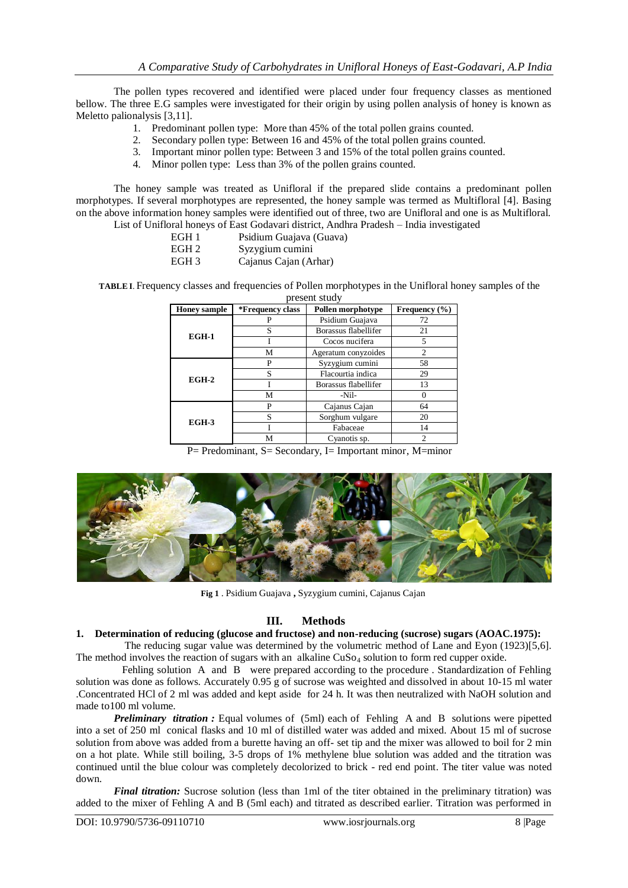The pollen types recovered and identified were placed under four frequency classes as mentioned bellow. The three E.G samples were investigated for their origin by using pollen analysis of honey is known as Meletto palionalysis [3,11].

1. Predominant pollen type: More than 45% of the total pollen grains counted.
2. Secondary pollen type: Between 16 and 45% of the total pollen grains counted.
3. Important minor pollen type: Between 3 and 15% of the total pollen grains counted.
4. Minor pollen type: Less than 3% of the pollen grains counted.

The honey sample was treated as Unifloral if the prepared slide contains a predominant pollen morphotypes. If several morphotypes are represented, the honey sample was termed as Multifloral [4]. Basing on the above information honey samples were identified out of three, two are Unifloral and one is as Multifloral.

List of Unifloral honeys of East Godavari district, Andhra Pradesh – India investigated

| | |
|---|---|
| EGH 1 | Psidium Guajava (Guava) |
| EGH 2 | Syzygium cumini |
| EGH 3 | Cajanus Cajan (Arhar) |

**TABLE I**. Frequency classes and frequencies of Pollen morphotypes in the Unifloral honey samples of the present study

| Honey sample | *Frequency class | Pollen morphotype | Frequency (%) |
|---|---|---|---|
| EGH-1 | P | Psidium Guajava | 72 |
| | S | Borassus flabellifer | 21 |
| | I | Cocos nucifera | 5 |
| | M | Ageratum conyzoides | 2 |
| EGH-2 | P | Syzygium cumini | 58 |
| | S | Flacourtia indica | 29 |
| | I | Borassus flabellifer | 13 |
| | M | -Nil- | 0 |
| EGH-3 | P | Cajanus Cajan | 64 |
| | S | Sorghum vulgare | 20 |
| | I | Fabaceae | 14 |
| | M | Cyanotis sp. | 2 |

P= Predominant, S= Secondary, I= Important minor, M=minor

**Fig 1** . Psidium Guajava **,** Syzygium cumini, Cajanus Cajan

## III. Methods

### 1. Determination of reducing (glucose and fructose) and non-reducing (sucrose) sugars (AOAC.1975):

The reducing sugar value was determined by the volumetric method of Lane and Eyon (1923)[5,6]. The method involves the reaction of sugars with an alkaline $CuSo_4$ solution to form red cupper oxide.

Fehling solution A and B were prepared according to the procedure . Standardization of Fehling solution was done as follows. Accurately 0.95 g of sucrose was weighted and dissolved in about 10-15 ml water .Concentrated HCl of 2 ml was added and kept aside for 24 h. It was then neutralized with NaOH solution and made to100 ml volume.

***Preliminary titration :*** Equal volumes of (5ml) each of Fehling A and B solutions were pipetted into a set of 250 ml conical flasks and 10 ml of distilled water was added and mixed. About 15 ml of sucrose solution from above was added from a burette having an off- set tip and the mixer was allowed to boil for 2 min on a hot plate. While still boiling, 3-5 drops of 1% methylene blue solution was added and the titration was continued until the blue colour was completely decolorized to brick - red end point. The titer value was noted down.

***Final titration:*** Sucrose solution (less than 1ml of the titer obtained in the preliminary titration) was added to the mixer of Fehling A and B (5ml each) and titrated as described earlier. Titration was performed in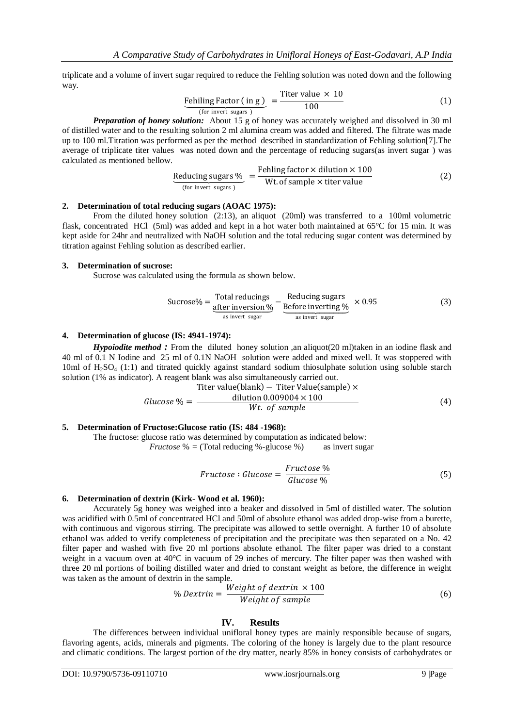triplicate and a volume of invert sugar required to reduce the Fehling solution was noted down and the following way.

$$\underbrace{\text{Fehiling Factor ( in g )}}_{\text{(for invert sugars )}} = \frac{\text{Titer value } \times \text{ 10}}{100} \tag{1}$$

***Preparation of honey solution:*** About 15 g of honey was accurately weighed and dissolved in 30 ml of distilled water and to the resulting solution 2 ml alumina cream was added and filtered. The filtrate was made up to 100 ml.Titration was performed as per the method described in standardization of Fehling solution[7].The average of triplicate titer values was noted down and the percentage of reducing sugars(as invert sugar ) was calculated as mentioned bellow.

$$\underbrace{\text{Reducing sugars \%}}_{\text{(for invert sugars )}} = \frac{\text{Fehling factor} \times \text{dilution} \times 100}{\text{Wt. of sample} \times \text{titer value}} \tag{2}$$

**2. Determination of total reducing sugars (AOAC 1975):**

From the diluted honey solution (2:13), an aliquot (20ml) was transferred to a 100ml volumetric flask, concentrated HCl (5ml) was added and kept in a hot water both maintained at 65°C for 15 min. It was kept aside for 24hr and neutralized with NaOH solution and the total reducing sugar content was determined by titration against Fehling solution as described earlier.

**3. Determination of sucrose:**

Sucrose was calculated using the formula as shown below.

$$\text{Sucrose\%} = \underbrace{\frac{\text{Total reducings}}{\text{after inversion \%}}}_{\text{as invert sugar}} - \underbrace{\frac{\text{Reducing sugars}}{\text{Before inverting \%}}}_{\text{as invert sugar}} \times 0.95 \tag{3}$$

**4. Determination of glucose (IS: 4941-1974):**

***Hypoiodite method :*** From the diluted honey solution ,an aliquot(20 ml)taken in an iodine flask and 40 ml of 0.1 N Iodine and 25 ml of 0.1N NaOH solution were added and mixed well. It was stoppered with 10ml of $H_2SO_4$ (1:1) and titrated quickly against standard sodium thiosulphate solution using soluble starch solution (1% as indicator). A reagent blank was also simultaneously carried out.

$$Glucose\ \% = \frac{\text{Titer value(blank)} - \text{Titer Value(sample)} \times \text{dilution } 0.009004 \times 100}{Wt.\ of\ sample} \tag{4}$$

**5. Determination of Fructose:Glucose ratio (IS: 484 -1968):**

The fructose: glucose ratio was determined by computation as indicated below:

*Fructose* % = (Total reducing %-glucose %) as invert sugar

$$Fructose : Glucose = \frac{Fructose\ \%}{Glucose\ \%} \tag{5}$$

**6. Determination of dextrin (Kirk- Wood et al. 1960):**

Accurately 5g honey was weighed into a beaker and dissolved in 5ml of distilled water. The solution was acidified with 0.5ml of concentrated HCl and 50ml of absolute ethanol was added drop-wise from a burette, with continuous and vigorous stirring. The precipitate was allowed to settle overnight. A further 10 of absolute ethanol was added to verify completeness of precipitation and the precipitate was then separated on a No. 42 filter paper and washed with five 20 ml portions absolute ethanol. The filter paper was dried to a constant weight in a vacuum oven at 40°C in vacuum of 29 inches of mercury. The filter paper was then washed with three 20 ml portions of boiling distilled water and dried to constant weight as before, the difference in weight was taken as the amount of dextrin in the sample.

$$\%\ Dextrin = \frac{Weight\ of\ dextrin\ \times 100}{Weight\ of\ sample} \tag{6}$$

## IV. Results

The differences between individual unifloral honey types are mainly responsible because of sugars, flavoring agents, acids, minerals and pigments. The coloring of the honey is largely due to the plant resource and climatic conditions. The largest portion of the dry matter, nearly 85% in honey consists of carbohydrates or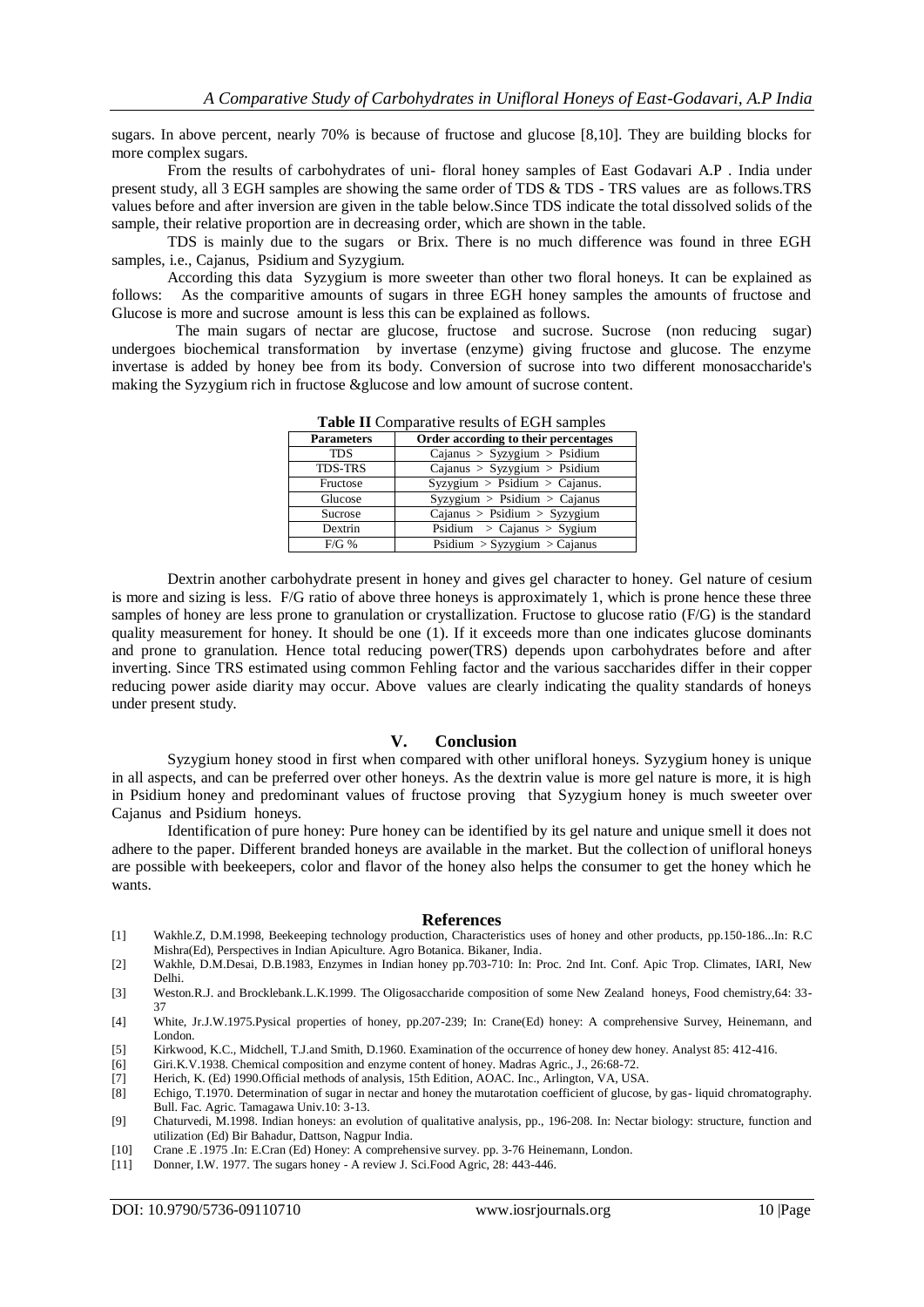sugars. In above percent, nearly 70% is because of fructose and glucose [8,10]. They are building blocks for more complex sugars.

From the results of carbohydrates of uni- floral honey samples of East Godavari A.P . India under present study, all 3 EGH samples are showing the same order of TDS & TDS - TRS values are as follows.TRS values before and after inversion are given in the table below.Since TDS indicate the total dissolved solids of the sample, their relative proportion are in decreasing order, which are shown in the table.

TDS is mainly due to the sugars or Brix. There is no much difference was found in three EGH samples, i.e., Cajanus, Psidium and Syzygium.

According this data Syzygium is more sweeter than other two floral honeys. It can be explained as follows: As the comparitive amounts of sugars in three EGH honey samples the amounts of fructose and Glucose is more and sucrose amount is less this can be explained as follows.

The main sugars of nectar are glucose, fructose and sucrose. Sucrose (non reducing sugar) undergoes biochemical transformation by invertase (enzyme) giving fructose and glucose. The enzyme invertase is added by honey bee from its body. Conversion of sucrose into two different monosaccharide's making the Syzygium rich in fructose &glucose and low amount of sucrose content.

**Table II** Comparative results of EGH samples

| Parameters | Order according to their percentages |
|---|---|
| TDS | Cajanus > Syzygium > Psidium |
| TDS-TRS | Cajanus > Syzygium > Psidium |
| Fructose | Syzygium > Psidium > Cajanus. |
| Glucose | Syzygium > Psidium > Cajanus |
| Sucrose | Cajanus > Psidium > Syzygium |
| Dextrin | Psidium > Cajanus > Sygium |
| F/G % | Psidium > Syzygium > Cajanus |

Dextrin another carbohydrate present in honey and gives gel character to honey. Gel nature of cesium is more and sizing is less. F/G ratio of above three honeys is approximately 1, which is prone hence these three samples of honey are less prone to granulation or crystallization. Fructose to glucose ratio (F/G) is the standard quality measurement for honey. It should be one (1). If it exceeds more than one indicates glucose dominants and prone to granulation. Hence total reducing power(TRS) depends upon carbohydrates before and after inverting. Since TRS estimated using common Fehling factor and the various saccharides differ in their copper reducing power aside diarity may occur. Above values are clearly indicating the quality standards of honeys under present study.

## V. Conclusion

Syzygium honey stood in first when compared with other unifloral honeys. Syzygium honey is unique in all aspects, and can be preferred over other honeys. As the dextrin value is more gel nature is more, it is high in Psidium honey and predominant values of fructose proving that Syzygium honey is much sweeter over Cajanus and Psidium honeys.

Identification of pure honey: Pure honey can be identified by its gel nature and unique smell it does not adhere to the paper. Different branded honeys are available in the market. But the collection of unifloral honeys are possible with beekeepers, color and flavor of the honey also helps the consumer to get the honey which he wants.

## References

[1] Wakhle.Z, D.M.1998, Beekeeping technology production, Characteristics uses of honey and other products, pp.150-186...In: R.C Mishra(Ed), Perspectives in Indian Apiculture. Agro Botanica. Bikaner, India.

[2] Wakhle, D.M.Desai, D.B.1983, Enzymes in Indian honey pp.703-710: In: Proc. 2nd Int. Conf. Apic Trop. Climates, IARI, New Delhi.

[3] Weston.R.J. and Brocklebank.L.K.1999. The Oligosaccharide composition of some New Zealand honeys, Food chemistry,64: 33-37

[4] White, Jr.J.W.1975.Pysical properties of honey, pp.207-239; In: Crane(Ed) honey: A comprehensive Survey, Heinemann, and London.

[5] Kirkwood, K.C., Midchell, T.J.and Smith, D.1960. Examination of the occurrence of honey dew honey. Analyst 85: 412-416.

[6] Giri.K.V.1938. Chemical composition and enzyme content of honey. Madras Agric., J., 26:68-72.

[7] Herich, K. (Ed) 1990.Official methods of analysis, 15th Edition, AOAC. Inc., Arlington, VA, USA.

[8] Echigo, T.1970. Determination of sugar in nectar and honey the mutarotation coefficient of glucose, by gas- liquid chromatography. Bull. Fac. Agric. Tamagawa Univ.10: 3-13.

[9] Chaturvedi, M.1998. Indian honeys: an evolution of qualitative analysis, pp., 196-208. In: Nectar biology: structure, function and utilization (Ed) Bir Bahadur, Dattson, Nagpur India.

[10] Crane .E .1975 .In: E.Cran (Ed) Honey: A comprehensive survey. pp. 3-76 Heinemann, London.

[11] Donner, I.W. 1977. The sugars honey - A review J. Sci.Food Agric, 28: 443-446.